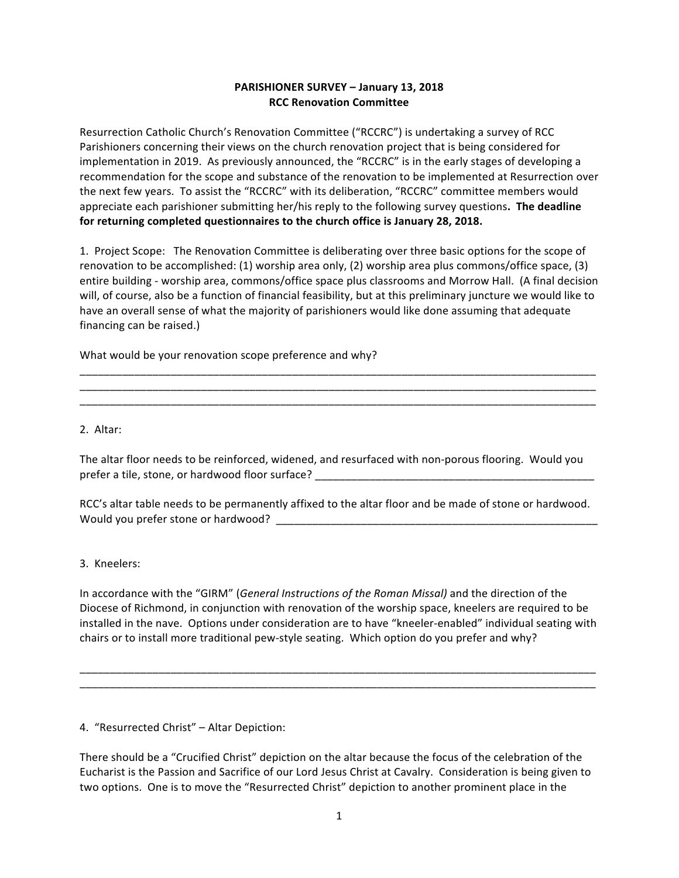**PARISHIONER SURVEY – January 13, 2018**
**RCC Renovation Committee**

Resurrection Catholic Church's Renovation Committee ("RCCRC") is undertaking a survey of RCC Parishioners concerning their views on the church renovation project that is being considered for implementation in 2019. As previously announced, the "RCCRC" is in the early stages of developing a recommendation for the scope and substance of the renovation to be implemented at Resurrection over the next few years. To assist the "RCCRC" with its deliberation, "RCCRC" committee members would appreciate each parishioner submitting her/his reply to the following survey questions**. The deadline for returning completed questionnaires to the church office is January 28, 2018.**

1. Project Scope: The Renovation Committee is deliberating over three basic options for the scope of renovation to be accomplished: (1) worship area only, (2) worship area plus commons/office space, (3) entire building - worship area, commons/office space plus classrooms and Morrow Hall. (A final decision will, of course, also be a function of financial feasibility, but at this preliminary juncture we would like to have an overall sense of what the majority of parishioners would like done assuming that adequate financing can be raised.)

What would be your renovation scope preference and why?

______________________________________________________________________________________
______________________________________________________________________________________
______________________________________________________________________________________

2. Altar:

The altar floor needs to be reinforced, widened, and resurfaced with non-porous flooring. Would you prefer a tile, stone, or hardwood floor surface? ______________________________________________

RCC's altar table needs to be permanently affixed to the altar floor and be made of stone or hardwood. Would you prefer stone or hardwood? ____________________________________________________

3. Kneelers:

In accordance with the "GIRM" (*General Instructions of the Roman Missal)* and the direction of the Diocese of Richmond, in conjunction with renovation of the worship space, kneelers are required to be installed in the nave. Options under consideration are to have "kneeler-enabled" individual seating with chairs or to install more traditional pew-style seating. Which option do you prefer and why?

______________________________________________________________________________________
______________________________________________________________________________________

4. "Resurrected Christ" – Altar Depiction:

There should be a "Crucified Christ" depiction on the altar because the focus of the celebration of the Eucharist is the Passion and Sacrifice of our Lord Jesus Christ at Cavalry. Consideration is being given to two options. One is to move the "Resurrected Christ" depiction to another prominent place in the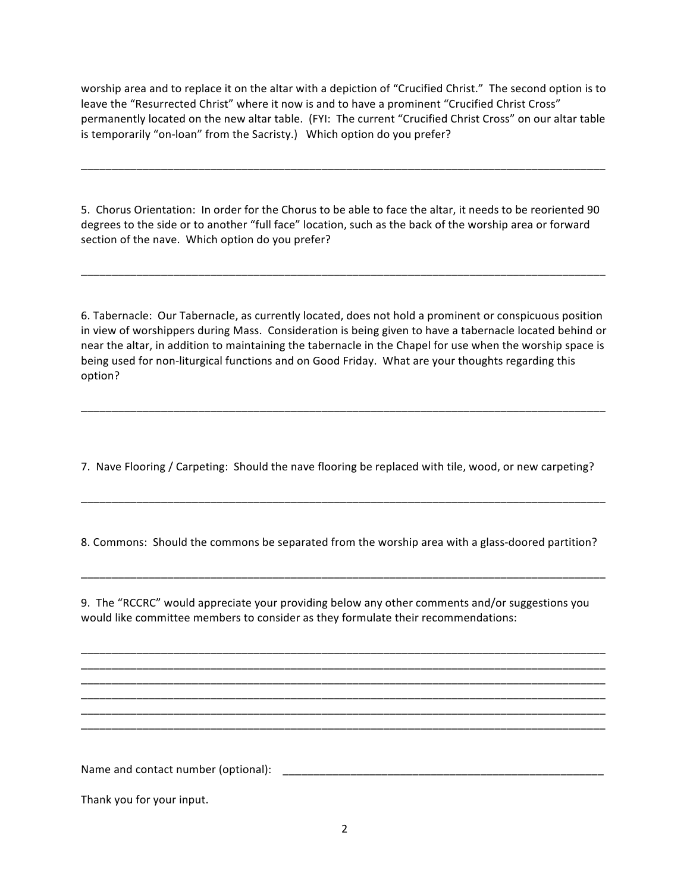worship area and to replace it on the altar with a depiction of "Crucified Christ." The second option is to leave the "Resurrected Christ" where it now is and to have a prominent "Crucified Christ Cross" permanently located on the new altar table. (FYI: The current "Crucified Christ Cross" on our altar table is temporarily "on-loan" from the Sacristy.) Which option do you prefer?

_______________________________________________________________________________________

5. Chorus Orientation: In order for the Chorus to be able to face the altar, it needs to be reoriented 90 degrees to the side or to another "full face" location, such as the back of the worship area or forward section of the nave. Which option do you prefer?

_______________________________________________________________________________________

6. Tabernacle: Our Tabernacle, as currently located, does not hold a prominent or conspicuous position in view of worshippers during Mass. Consideration is being given to have a tabernacle located behind or near the altar, in addition to maintaining the tabernacle in the Chapel for use when the worship space is being used for non-liturgical functions and on Good Friday. What are your thoughts regarding this option?

_______________________________________________________________________________________

7. Nave Flooring / Carpeting: Should the nave flooring be replaced with tile, wood, or new carpeting?

_______________________________________________________________________________________

8. Commons: Should the commons be separated from the worship area with a glass-doored partition?

_______________________________________________________________________________________

9. The "RCCRC" would appreciate your providing below any other comments and/or suggestions you would like committee members to consider as they formulate their recommendations:

_______________________________________________________________________________________
_______________________________________________________________________________________
_______________________________________________________________________________________
_______________________________________________________________________________________
_______________________________________________________________________________________
_______________________________________________________________________________________

Name and contact number (optional): _______________________________________________________

Thank you for your input.